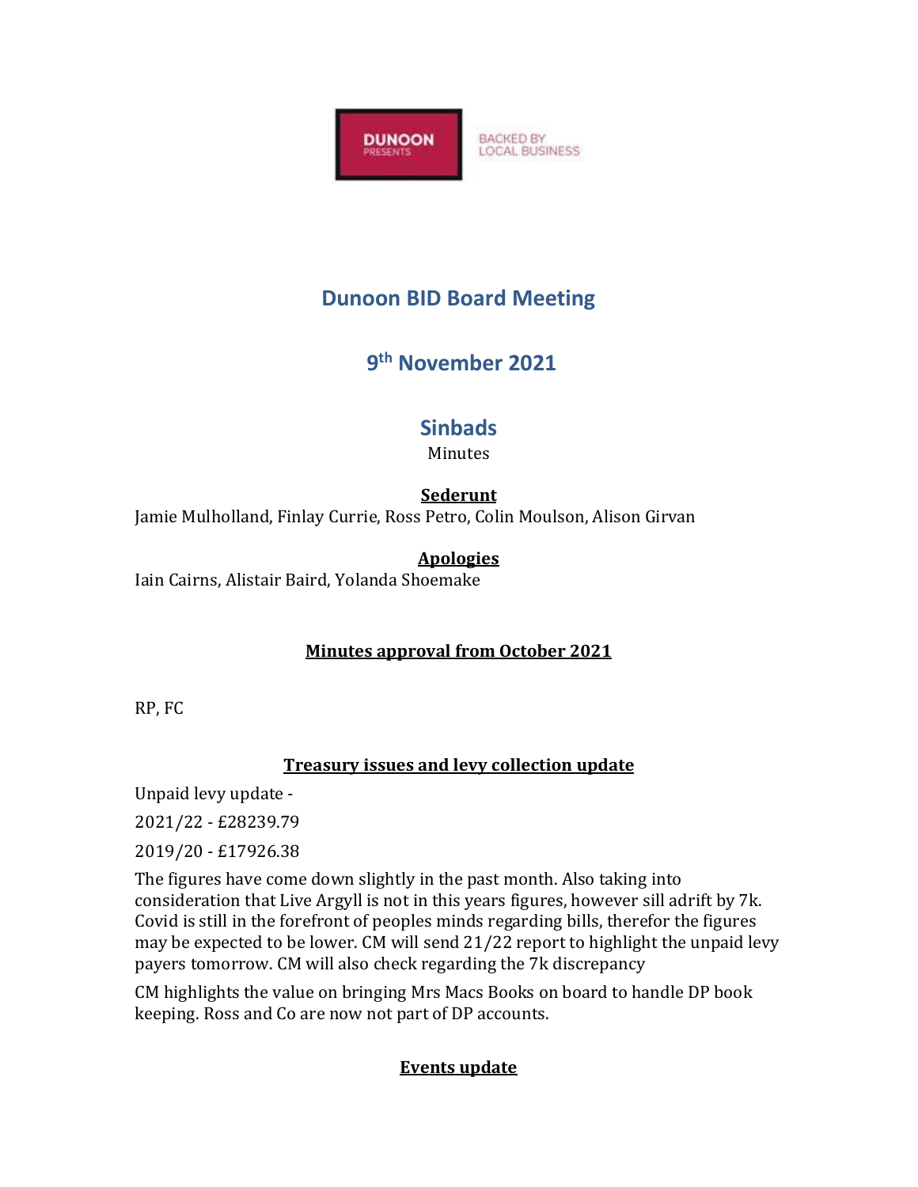DUNOON PRESENTS — BACKED BY LOCAL BUSINESS

# Dunoon BID Board Meeting

## 9th November 2021

## Sinbads

Minutes

**Sederunt**

Jamie Mulholland, Finlay Currie, Ross Petro, Colin Moulson, Alison Girvan

**Apologies**

Iain Cairns, Alistair Baird, Yolanda Shoemake

### Minutes approval from October 2021

RP, FC

### Treasury issues and levy collection update

Unpaid levy update -

2021/22 - £28239.79

2019/20 - £17926.38

The figures have come down slightly in the past month. Also taking into consideration that Live Argyll is not in this years figures, however sill adrift by 7k. Covid is still in the forefront of peoples minds regarding bills, therefor the figures may be expected to be lower. CM will send 21/22 report to highlight the unpaid levy payers tomorrow. CM will also check regarding the 7k discrepancy

CM highlights the value on bringing Mrs Macs Books on board to handle DP book keeping. Ross and Co are now not part of DP accounts.

### Events update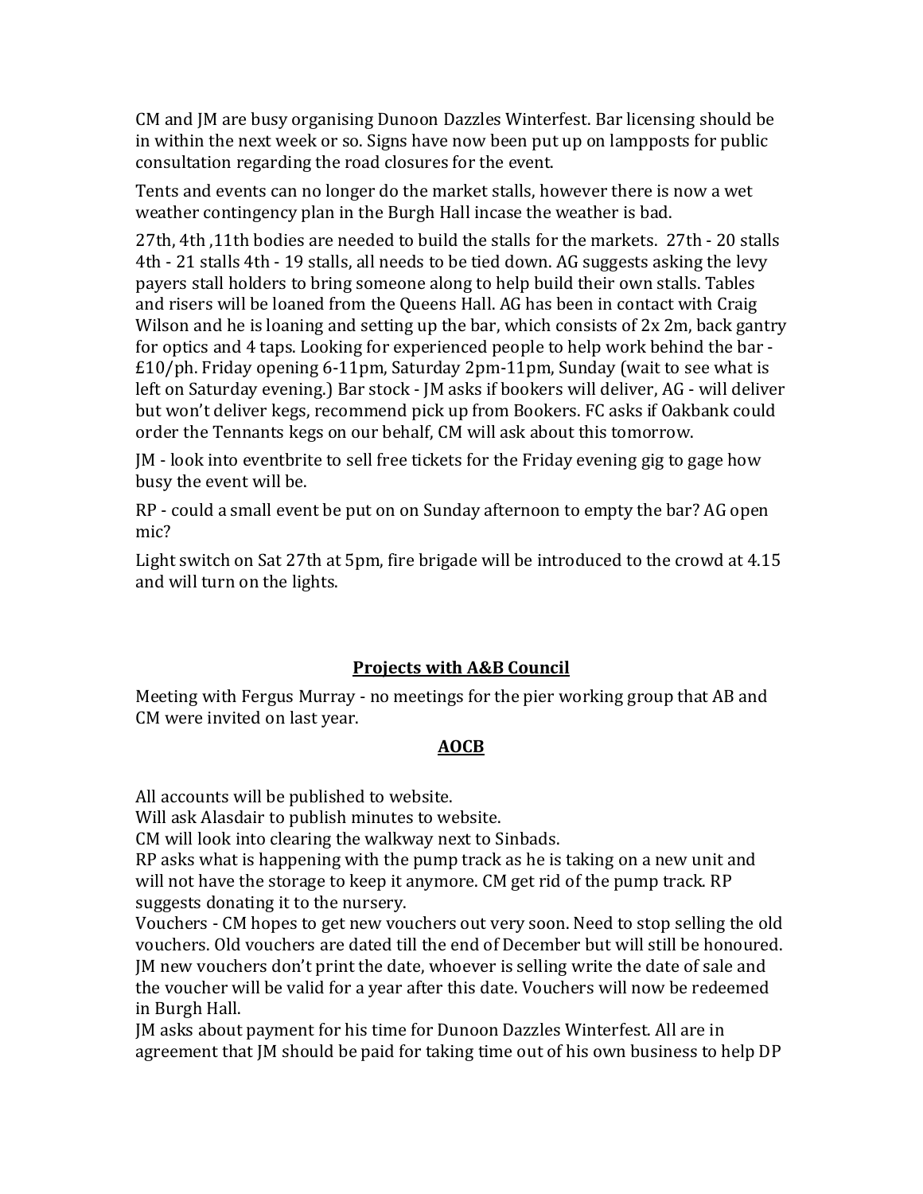CM and JM are busy organising Dunoon Dazzles Winterfest. Bar licensing should be in within the next week or so. Signs have now been put up on lampposts for public consultation regarding the road closures for the event.

Tents and events can no longer do the market stalls, however there is now a wet weather contingency plan in the Burgh Hall incase the weather is bad.

27th, 4th ,11th bodies are needed to build the stalls for the markets. 27th - 20 stalls 4th - 21 stalls 4th - 19 stalls, all needs to be tied down. AG suggests asking the levy payers stall holders to bring someone along to help build their own stalls. Tables and risers will be loaned from the Queens Hall. AG has been in contact with Craig Wilson and he is loaning and setting up the bar, which consists of 2x 2m, back gantry for optics and 4 taps. Looking for experienced people to help work behind the bar - £10/ph. Friday opening 6-11pm, Saturday 2pm-11pm, Sunday (wait to see what is left on Saturday evening.) Bar stock - JM asks if bookers will deliver, AG - will deliver but won't deliver kegs, recommend pick up from Bookers. FC asks if Oakbank could order the Tennants kegs on our behalf, CM will ask about this tomorrow.

JM - look into eventbrite to sell free tickets for the Friday evening gig to gage how busy the event will be.

RP - could a small event be put on on Sunday afternoon to empty the bar? AG open mic?

Light switch on Sat 27th at 5pm, fire brigade will be introduced to the crowd at 4.15 and will turn on the lights.

## Projects with A&B Council

Meeting with Fergus Murray - no meetings for the pier working group that AB and CM were invited on last year.

## AOCB

All accounts will be published to website.
Will ask Alasdair to publish minutes to website.
CM will look into clearing the walkway next to Sinbads.
RP asks what is happening with the pump track as he is taking on a new unit and will not have the storage to keep it anymore. CM get rid of the pump track. RP suggests donating it to the nursery.
Vouchers - CM hopes to get new vouchers out very soon. Need to stop selling the old vouchers. Old vouchers are dated till the end of December but will still be honoured. JM new vouchers don't print the date, whoever is selling write the date of sale and the voucher will be valid for a year after this date. Vouchers will now be redeemed in Burgh Hall.
JM asks about payment for his time for Dunoon Dazzles Winterfest. All are in agreement that JM should be paid for taking time out of his own business to help DP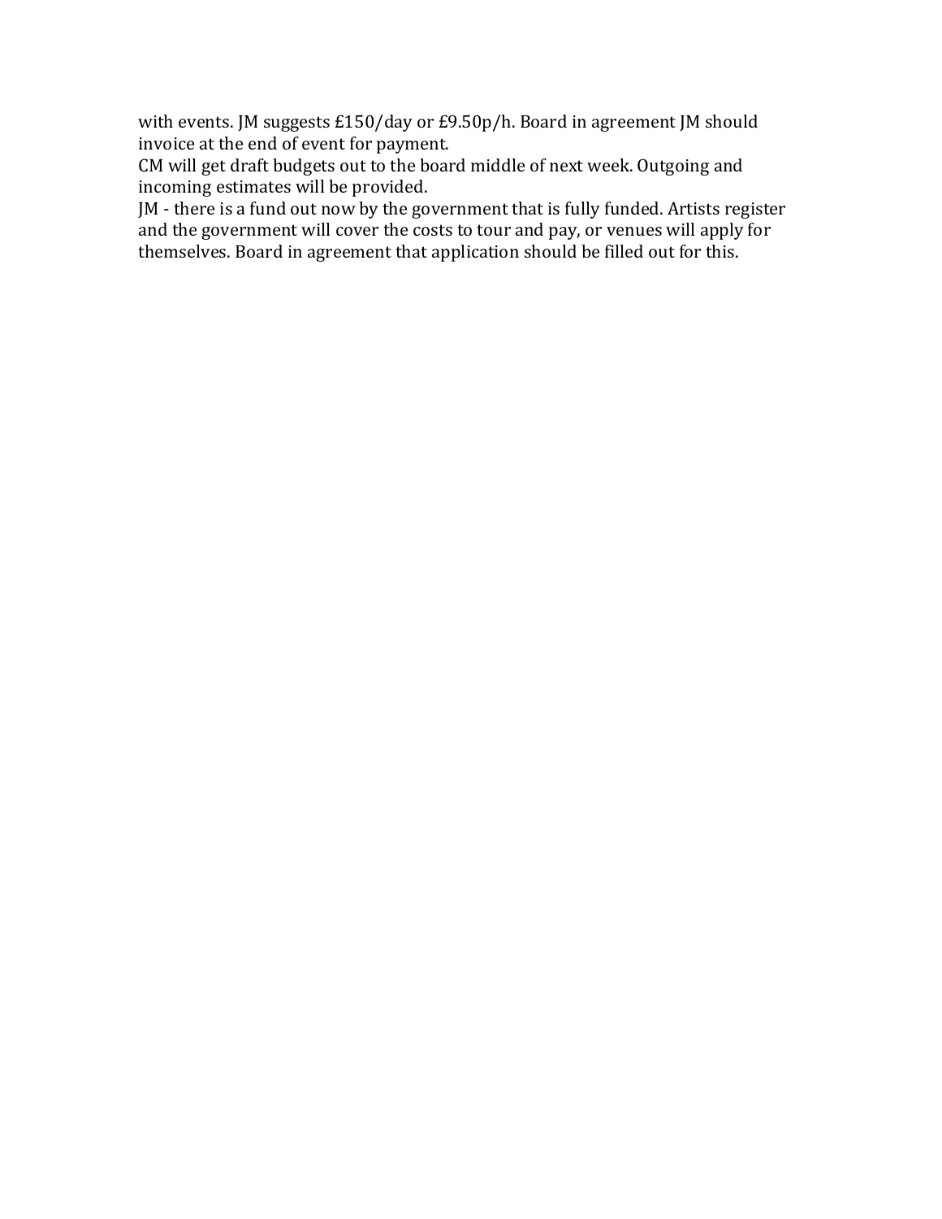with events. JM suggests £150/day or £9.50p/h. Board in agreement JM should invoice at the end of event for payment.

CM will get draft budgets out to the board middle of next week. Outgoing and incoming estimates will be provided.

JM - there is a fund out now by the government that is fully funded. Artists register and the government will cover the costs to tour and pay, or venues will apply for themselves. Board in agreement that application should be filled out for this.